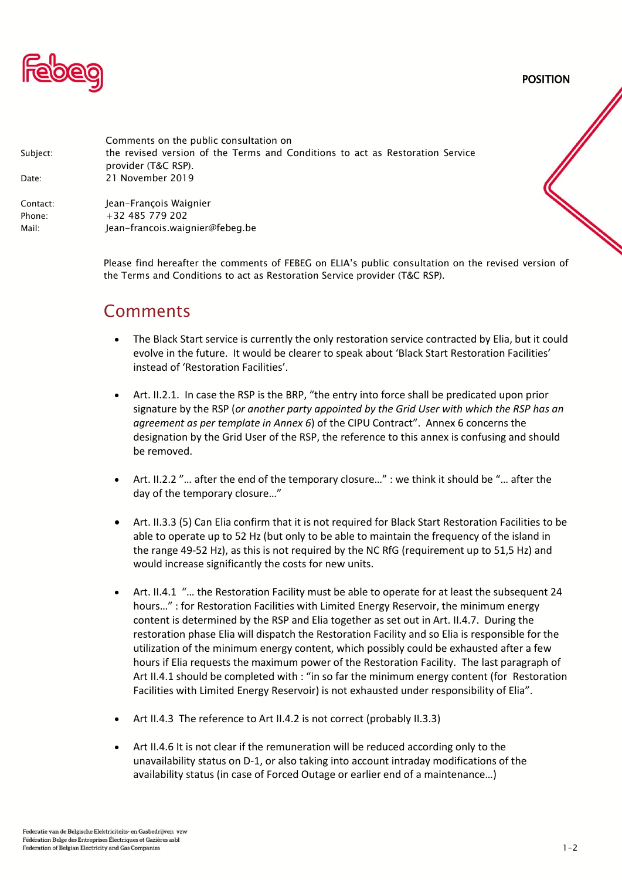POSITION

| | |
|---|---|
| Subject: | Comments on the public consultation on the revised version of the Terms and Conditions to act as Restoration Service provider (T&C RSP). |
| Date: | 21 November 2019 |
| Contact: | Jean-François Waignier |
| Phone: | +32 485 779 202 |
| Mail: | Jean-francois.waignier@febeg.be |

Please find hereafter the comments of FEBEG on ELIA's public consultation on the revised version of the Terms and Conditions to act as Restoration Service provider (T&C RSP).

# Comments

- The Black Start service is currently the only restoration service contracted by Elia, but it could evolve in the future. It would be clearer to speak about 'Black Start Restoration Facilities' instead of 'Restoration Facilities'.

- Art. II.2.1. In case the RSP is the BRP, "the entry into force shall be predicated upon prior signature by the RSP (*or another party appointed by the Grid User with which the RSP has an agreement as per template in Annex 6*) of the CIPU Contract". Annex 6 concerns the designation by the Grid User of the RSP, the reference to this annex is confusing and should be removed.

- Art. II.2.2 "… after the end of the temporary closure…" : we think it should be "… after the day of the temporary closure…"

- Art. II.3.3 (5) Can Elia confirm that it is not required for Black Start Restoration Facilities to be able to operate up to 52 Hz (but only to be able to maintain the frequency of the island in the range 49-52 Hz), as this is not required by the NC RfG (requirement up to 51,5 Hz) and would increase significantly the costs for new units.

- Art. II.4.1 "… the Restoration Facility must be able to operate for at least the subsequent 24 hours…" : for Restoration Facilities with Limited Energy Reservoir, the minimum energy content is determined by the RSP and Elia together as set out in Art. II.4.7. During the restoration phase Elia will dispatch the Restoration Facility and so Elia is responsible for the utilization of the minimum energy content, which possibly could be exhausted after a few hours if Elia requests the maximum power of the Restoration Facility. The last paragraph of Art II.4.1 should be completed with : "in so far the minimum energy content (for Restoration Facilities with Limited Energy Reservoir) is not exhausted under responsibility of Elia".

- Art II.4.3 The reference to Art II.4.2 is not correct (probably II.3.3)

- Art II.4.6 It is not clear if the remuneration will be reduced according only to the unavailability status on D-1, or also taking into account intraday modifications of the availability status (in case of Forced Outage or earlier end of a maintenance…)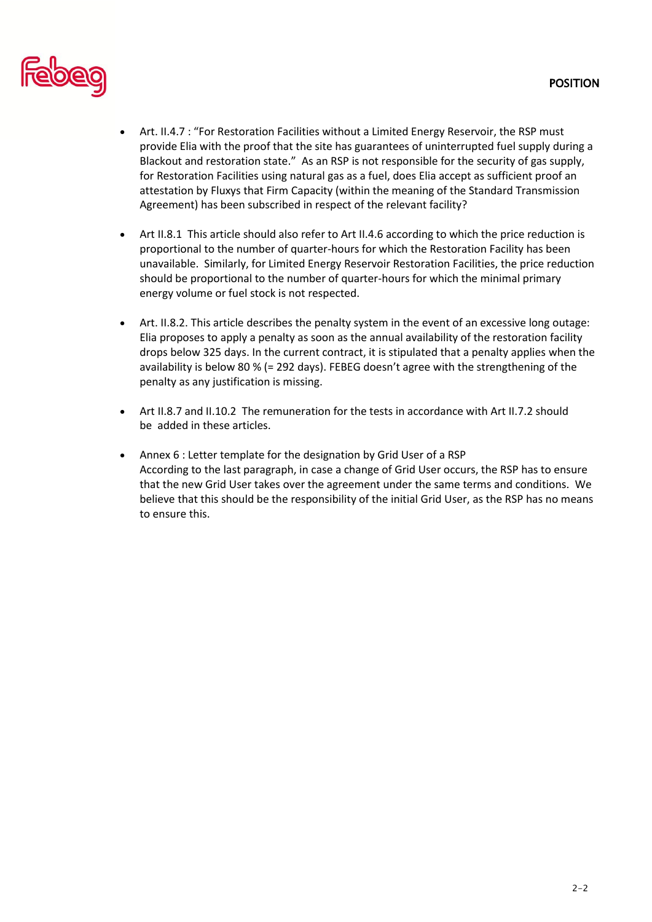- Art. II.4.7 : "For Restoration Facilities without a Limited Energy Reservoir, the RSP must provide Elia with the proof that the site has guarantees of uninterrupted fuel supply during a Blackout and restoration state." As an RSP is not responsible for the security of gas supply, for Restoration Facilities using natural gas as a fuel, does Elia accept as sufficient proof an attestation by Fluxys that Firm Capacity (within the meaning of the Standard Transmission Agreement) has been subscribed in respect of the relevant facility?

- Art II.8.1 This article should also refer to Art II.4.6 according to which the price reduction is proportional to the number of quarter-hours for which the Restoration Facility has been unavailable. Similarly, for Limited Energy Reservoir Restoration Facilities, the price reduction should be proportional to the number of quarter-hours for which the minimal primary energy volume or fuel stock is not respected.

- Art. II.8.2. This article describes the penalty system in the event of an excessive long outage: Elia proposes to apply a penalty as soon as the annual availability of the restoration facility drops below 325 days. In the current contract, it is stipulated that a penalty applies when the availability is below 80 % (= 292 days). FEBEG doesn't agree with the strengthening of the penalty as any justification is missing.

- Art II.8.7 and II.10.2 The remuneration for the tests in accordance with Art II.7.2 should be added in these articles.

- Annex 6 : Letter template for the designation by Grid User of a RSP
  According to the last paragraph, in case a change of Grid User occurs, the RSP has to ensure that the new Grid User takes over the agreement under the same terms and conditions. We believe that this should be the responsibility of the initial Grid User, as the RSP has no means to ensure this.